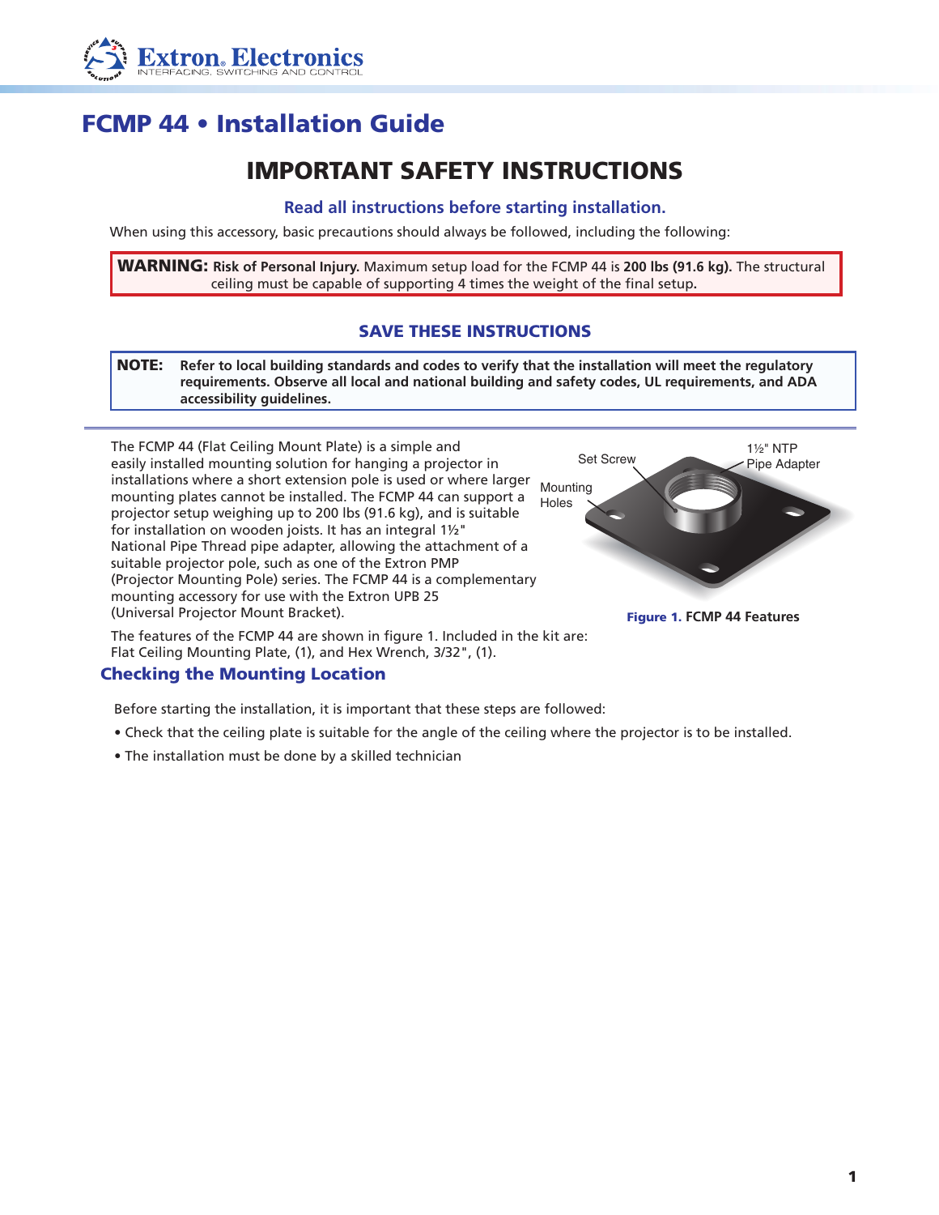# FCMP 44 • Installation Guide

## IMPORTANT SAFETY INSTRUCTIONS

### Read all instructions before starting installation.

When using this accessory, basic precautions should always be followed, including the following:

**WARNING:** **Risk of Personal Injury.** Maximum setup load for the FCMP 44 is **200 lbs (91.6 kg).** The structural ceiling must be capable of supporting 4 times the weight of the final setup**.**

### SAVE THESE INSTRUCTIONS

**NOTE:** **Refer to local building standards and codes to verify that the installation will meet the regulatory requirements. Observe all local and national building and safety codes, UL requirements, and ADA accessibility guidelines.**

---

The FCMP 44 (Flat Ceiling Mount Plate) is a simple and easily installed mounting solution for hanging a projector in installations where a short extension pole is used or where larger mounting plates cannot be installed. The FCMP 44 can support a projector setup weighing up to 200 lbs (91.6 kg), and is suitable for installation on wooden joists. It has an integral 1½" National Pipe Thread pipe adapter, allowing the attachment of a suitable projector pole, such as one of the Extron PMP (Projector Mounting Pole) series. The FCMP 44 is a complementary mounting accessory for use with the Extron UPB 25 (Universal Projector Mount Bracket).

Set Screw

1½" NTP Pipe Adapter

Mounting Holes

**Figure 1.** **FCMP 44 Features**

The features of the FCMP 44 are shown in figure 1. Included in the kit are: Flat Ceiling Mounting Plate, (1), and Hex Wrench, 3/32", (1).

## Checking the Mounting Location

Before starting the installation, it is important that these steps are followed:

- Check that the ceiling plate is suitable for the angle of the ceiling where the projector is to be installed.
- The installation must be done by a skilled technician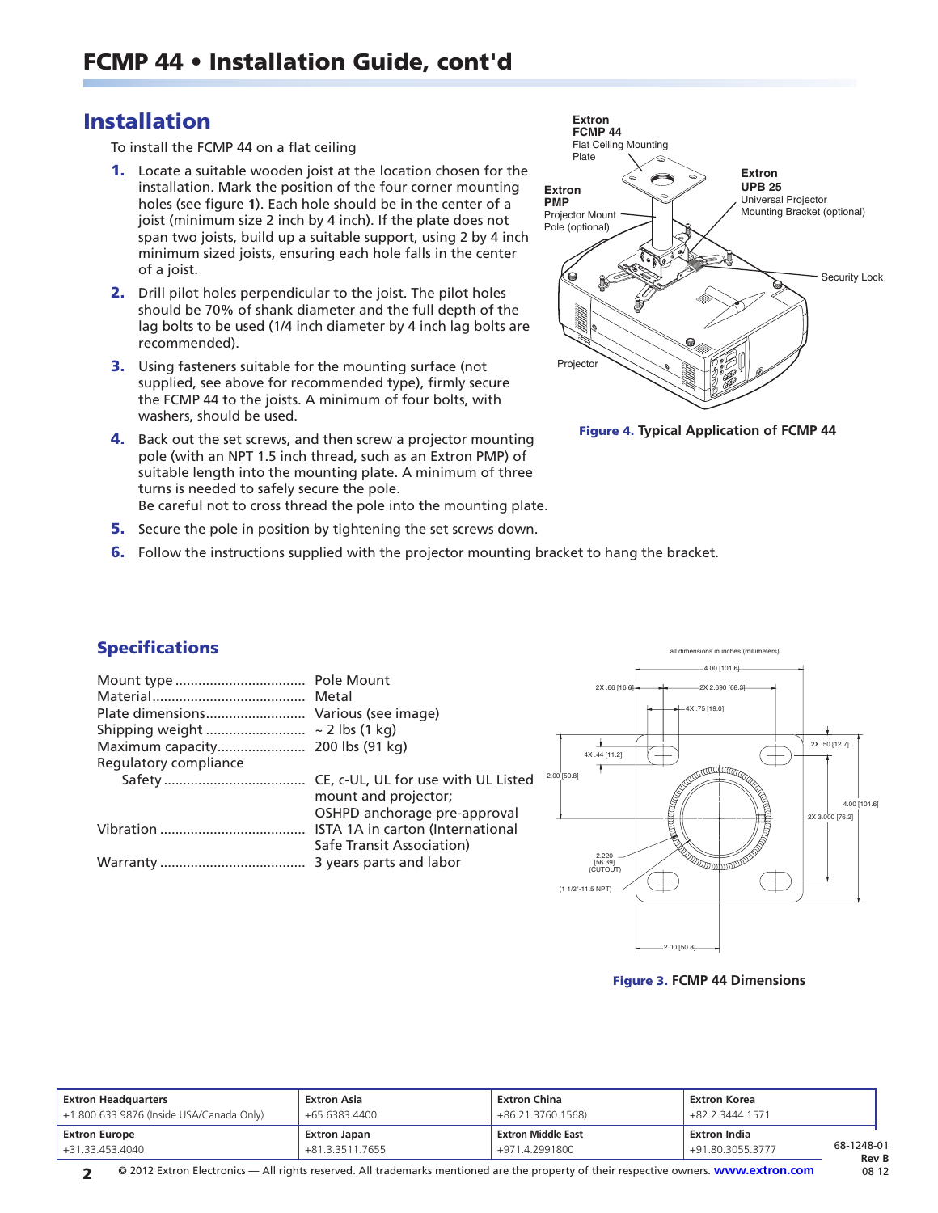## Installation

To install the FCMP 44 on a flat ceiling

1. Locate a suitable wooden joist at the location chosen for the installation. Mark the position of the four corner mounting holes (see figure **1**). Each hole should be in the center of a joist (minimum size 2 inch by 4 inch). If the plate does not span two joists, build up a suitable support, using 2 by 4 inch minimum sized joists, ensuring each hole falls in the center of a joist.
2. Drill pilot holes perpendicular to the joist. The pilot holes should be 70% of shank diameter and the full depth of the lag bolts to be used (1/4 inch diameter by 4 inch lag bolts are recommended).
3. Using fasteners suitable for the mounting surface (not supplied, see above for recommended type), firmly secure the FCMP 44 to the joists. A minimum of four bolts, with washers, should be used.
4. Back out the set screws, and then screw a projector mounting pole (with an NPT 1.5 inch thread, such as an Extron PMP) of suitable length into the mounting plate. A minimum of three turns is needed to safely secure the pole.
   Be careful not to cross thread the pole into the mounting plate.
5. Secure the pole in position by tightening the set screws down.
6. Follow the instructions supplied with the projector mounting bracket to hang the bracket.

Extron FCMP 44 Flat Ceiling Mounting Plate
Extron PMP Projector Mount Pole (optional)
Extron UPB 25 Universal Projector Mounting Bracket (optional)
Security Lock
Projector

**Figure 4.** Typical Application of FCMP 44

## Specifications

| | |
|---|---|
| Mount type | Pole Mount |
| Material | Metal |
| Plate dimensions | Various (see image) |
| Shipping weight | ~ 2 lbs (1 kg) |
| Maximum capacity | 200 lbs (91 kg) |
| Regulatory compliance | |
| Safety | CE, c-UL, UL for use with UL Listed mount and projector; OSHPD anchorage pre-approval |
| Vibration | ISTA 1A in carton (International Safe Transit Association) |
| Warranty | 3 years parts and labor |

all dimensions in inches (millimeters)
4.00 [101.6]
2X .66 [16.6]
2X 2.690 [68.3]
4X .75 [19.0]
4X .44 [11.2]
2X .50 [12.7]
2.00 [50.8]
4.00 [101.6]
2X 3.000 [76.2]
2.220 [56.39] (CUTOUT)
(1 1/2"-11.5 NPT)
2.00 [50.8]

**Figure 3.** FCMP 44 Dimensions

| Extron Headquarters | Extron Asia | Extron China | Extron Korea |
|---|---|---|---|
| +1.800.633.9876 (Inside USA/Canada Only) | +65.6383.4400 | +86.21.3760.1568) | +82.2.3444.1571 |
| **Extron Europe** | **Extron Japan** | **Extron Middle East** | **Extron India** |
| +31.33.453.4040 | +81.3.3511.7655 | +971.4.2991800 | +91.80.3055.3777 |

© 2012 Extron Electronics — All rights reserved. All trademarks mentioned are the property of their respective owners. **www.extron.com**

68-1248-01
Rev B
08 12